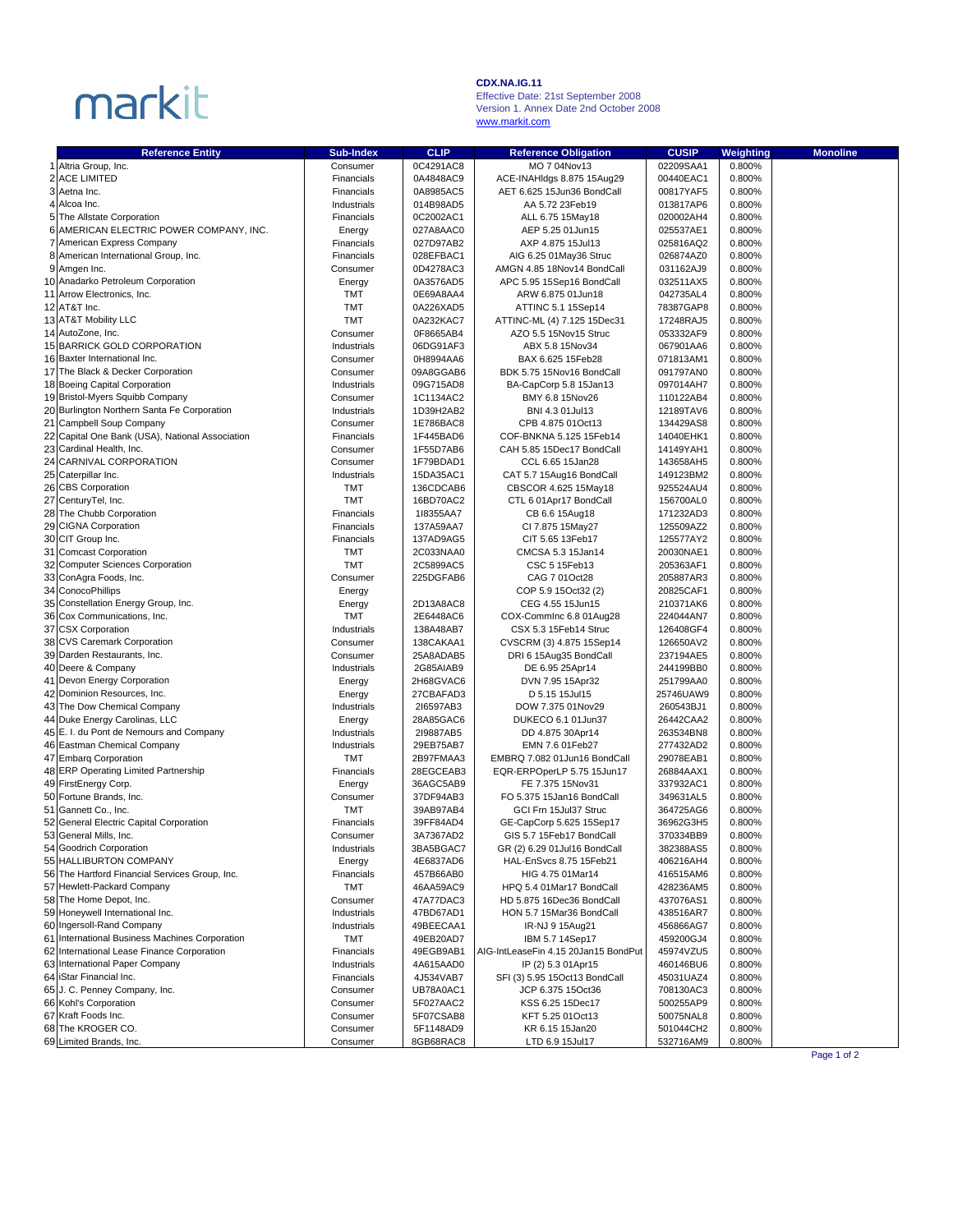markit

**CDX.NA.IG.11**
Effective Date: 21st September 2008
Version 1. Annex Date 2nd October 2008
www.markit.com

| | Reference Entity | Sub-Index | CLIP | Reference Obligation | CUSIP | Weighting | Monoline |
|---|---|---|---|---|---|---|---|
| 1 | Altria Group, Inc. | Consumer | 0C4291AC8 | MO 7 04Nov13 | 02209SAA1 | 0.800% | |
| 2 | ACE LIMITED | Financials | 0A4848AC9 | ACE-INAHldgs 8.875 15Aug29 | 00440EAC1 | 0.800% | |
| 3 | Aetna Inc. | Financials | 0A8985AC5 | AET 6.625 15Jun36 BondCall | 00817YAF5 | 0.800% | |
| 4 | Alcoa Inc. | Industrials | 014B98AD5 | AA 5.72 23Feb19 | 013817AP6 | 0.800% | |
| 5 | The Allstate Corporation | Financials | 0C2002AC1 | ALL 6.75 15May18 | 020002AH4 | 0.800% | |
| 6 | AMERICAN ELECTRIC POWER COMPANY, INC. | Energy | 027A8AAC0 | AEP 5.25 01Jun15 | 025537AE1 | 0.800% | |
| 7 | American Express Company | Financials | 027D97AB2 | AXP 4.875 15Jul13 | 025816AQ2 | 0.800% | |
| 8 | American International Group, Inc. | Financials | 028EFBAC1 | AIG 6.25 01May36 Struc | 026874AZ0 | 0.800% | |
| 9 | Amgen Inc. | Consumer | 0D4278AC3 | AMGN 4.85 18Nov14 BondCall | 031162AJ9 | 0.800% | |
| 10 | Anadarko Petroleum Corporation | Energy | 0A3576AD5 | APC 5.95 15Sep16 BondCall | 032511AX5 | 0.800% | |
| 11 | Arrow Electronics, Inc. | TMT | 0E69A8AA4 | ARW 6.875 01Jun18 | 042735AL4 | 0.800% | |
| 12 | AT&T Inc. | TMT | 0A226XAD5 | ATTINC 5.1 15Sep14 | 78387GAP8 | 0.800% | |
| 13 | AT&T Mobility LLC | TMT | 0A232KAC7 | ATTINC-ML (4) 7.125 15Dec31 | 17248RAJ5 | 0.800% | |
| 14 | AutoZone, Inc. | Consumer | 0F8665AB4 | AZO 5.5 15Nov15 Struc | 053332AF9 | 0.800% | |
| 15 | BARRICK GOLD CORPORATION | Industrials | 06DG91AF3 | ABX 5.8 15Nov34 | 067901AA6 | 0.800% | |
| 16 | Baxter International Inc. | Consumer | 0H8994AA6 | BAX 6.625 15Feb28 | 071813AM1 | 0.800% | |
| 17 | The Black & Decker Corporation | Consumer | 09A8GGAB6 | BDK 5.75 15Nov16 BondCall | 091797AN0 | 0.800% | |
| 18 | Boeing Capital Corporation | Industrials | 09G715AD8 | BA-CapCorp 5.8 15Jan13 | 097014AH7 | 0.800% | |
| 19 | Bristol-Myers Squibb Company | Consumer | 1C1134AC2 | BMY 6.8 15Nov26 | 110122AB4 | 0.800% | |
| 20 | Burlington Northern Santa Fe Corporation | Industrials | 1D39H2AB2 | BNI 4.3 01Jul13 | 12189TAV6 | 0.800% | |
| 21 | Campbell Soup Company | Consumer | 1E786BAC8 | CPB 4.875 01Oct13 | 134429AS8 | 0.800% | |
| 22 | Capital One Bank (USA), National Association | Financials | 1F445BAD6 | COF-BNKNA 5.125 15Feb14 | 14040EHK1 | 0.800% | |
| 23 | Cardinal Health, Inc. | Consumer | 1F55D7AB6 | CAH 5.85 15Dec17 BondCall | 14149YAH1 | 0.800% | |
| 24 | CARNIVAL CORPORATION | Consumer | 1F79BDAD1 | CCL 6.65 15Jan28 | 143658AH5 | 0.800% | |
| 25 | Caterpillar Inc. | Industrials | 15DA35AC1 | CAT 5.7 15Aug16 BondCall | 149123BM2 | 0.800% | |
| 26 | CBS Corporation | TMT | 136CDCAB6 | CBSCOR 4.625 15May18 | 925524AU4 | 0.800% | |
| 27 | CenturyTel, Inc. | TMT | 16BD70AC2 | CTL 6 01Apr17 BondCall | 156700AL0 | 0.800% | |
| 28 | The Chubb Corporation | Financials | 1I8355AA7 | CB 6.6 15Aug18 | 171232AD3 | 0.800% | |
| 29 | CIGNA Corporation | Financials | 137A59AA7 | CI 7.875 15May27 | 125509AZ2 | 0.800% | |
| 30 | CIT Group Inc. | Financials | 137AD9AG5 | CIT 5.65 13Feb17 | 125577AY2 | 0.800% | |
| 31 | Comcast Corporation | TMT | 2C033NAA0 | CMCSA 5.3 15Jan14 | 20030NAE1 | 0.800% | |
| 32 | Computer Sciences Corporation | TMT | 2C5899AC5 | CSC 5 15Feb13 | 205363AF1 | 0.800% | |
| 33 | ConAgra Foods, Inc. | Consumer | 225DGFAB6 | CAG 7 01Oct28 | 205887AR3 | 0.800% | |
| 34 | ConocoPhillips | Energy | | COP 5.9 15Oct32 (2) | 20825CAF1 | 0.800% | |
| 35 | Constellation Energy Group, Inc. | Energy | 2D13A8AC8 | CEG 4.55 15Jun15 | 210371AK6 | 0.800% | |
| 36 | Cox Communications, Inc. | TMT | 2E6448AC6 | COX-CommInc 6.8 01Aug28 | 224044AN7 | 0.800% | |
| 37 | CSX Corporation | Industrials | 138A48AB7 | CSX 5.3 15Feb14 Struc | 126408GF4 | 0.800% | |
| 38 | CVS Caremark Corporation | Consumer | 138CAKAA1 | CVSCRM (3) 4.875 15Sep14 | 126650AV2 | 0.800% | |
| 39 | Darden Restaurants, Inc. | Consumer | 25A8ADAB5 | DRI 6 15Aug35 BondCall | 237194AE5 | 0.800% | |
| 40 | Deere & Company | Industrials | 2G85AIAB9 | DE 6.95 25Apr14 | 244199BB0 | 0.800% | |
| 41 | Devon Energy Corporation | Energy | 2H68GVAC6 | DVN 7.95 15Apr32 | 251799AA0 | 0.800% | |
| 42 | Dominion Resources, Inc. | Energy | 27CBAFAD3 | D 5.15 15Jul15 | 25746UAW9 | 0.800% | |
| 43 | The Dow Chemical Company | Industrials | 2I6597AB3 | DOW 7.375 01Nov29 | 260543BJ1 | 0.800% | |
| 44 | Duke Energy Carolinas, LLC | Energy | 28A85GAC6 | DUKECO 6.1 01Jun37 | 26442CAA2 | 0.800% | |
| 45 | E. I. du Pont de Nemours and Company | Industrials | 2I9887AB5 | DD 4.875 30Apr14 | 263534BN8 | 0.800% | |
| 46 | Eastman Chemical Company | Industrials | 29EB75AB7 | EMN 7.6 01Feb27 | 277432AD2 | 0.800% | |
| 47 | Embarq Corporation | TMT | 2B97FMAA3 | EMBRQ 7.082 01Jun16 BondCall | 29078EAB1 | 0.800% | |
| 48 | ERP Operating Limited Partnership | Financials | 28EGCEAB3 | EQR-ERPOperLP 5.75 15Jun17 | 26884AAX1 | 0.800% | |
| 49 | FirstEnergy Corp. | Energy | 36AGC5AB9 | FE 7.375 15Nov31 | 337932AC1 | 0.800% | |
| 50 | Fortune Brands, Inc. | Consumer | 37DF94AB3 | FO 5.375 15Jan16 BondCall | 349631AL5 | 0.800% | |
| 51 | Gannett Co., Inc. | TMT | 39AB97AB4 | GCI Frn 15Jul37 Struc | 364725AG6 | 0.800% | |
| 52 | General Electric Capital Corporation | Financials | 39FF84AD4 | GE-CapCorp 5.625 15Sep17 | 36962G3H5 | 0.800% | |
| 53 | General Mills, Inc. | Consumer | 3A7367AD2 | GIS 5.7 15Feb17 BondCall | 370334BB9 | 0.800% | |
| 54 | Goodrich Corporation | Industrials | 3BA5BGAC7 | GR (2) 6.29 01Jul16 BondCall | 382388AS5 | 0.800% | |
| 55 | HALLIBURTON COMPANY | Energy | 4E6837AD6 | HAL-EnSvcs 8.75 15Feb21 | 406216AH4 | 0.800% | |
| 56 | The Hartford Financial Services Group, Inc. | Financials | 457B66AB0 | HIG 4.75 01Mar14 | 416515AM6 | 0.800% | |
| 57 | Hewlett-Packard Company | TMT | 46AA59AC9 | HPQ 5.4 01Mar17 BondCall | 428236AM5 | 0.800% | |
| 58 | The Home Depot, Inc. | Consumer | 47A77DAC3 | HD 5.875 16Dec36 BondCall | 437076AS1 | 0.800% | |
| 59 | Honeywell International Inc. | Industrials | 47BD67AD1 | HON 5.7 15Mar36 BondCall | 438516AR7 | 0.800% | |
| 60 | Ingersoll-Rand Company | Industrials | 49BEECAA1 | IR-NJ 9 15Aug21 | 456866AG7 | 0.800% | |
| 61 | International Business Machines Corporation | TMT | 49EB20AD7 | IBM 5.7 14Sep17 | 459200GJ4 | 0.800% | |
| 62 | International Lease Finance Corporation | Financials | 49EGB9AB1 | AIG-IntLeaseFin 4.15 20Jan15 BondPut | 45974VZU5 | 0.800% | |
| 63 | International Paper Company | Industrials | 4A615AAD0 | IP (2) 5.3 01Apr15 | 460146BU6 | 0.800% | |
| 64 | iStar Financial Inc. | Financials | 4J534VAB7 | SFI (3) 5.95 15Oct13 BondCall | 45031UAZ4 | 0.800% | |
| 65 | J. C. Penney Company, Inc. | Consumer | UB78A0AC1 | JCP 6.375 15Oct36 | 708130AC3 | 0.800% | |
| 66 | Kohl's Corporation | Consumer | 5F027AAC2 | KSS 6.25 15Dec17 | 500255AP9 | 0.800% | |
| 67 | Kraft Foods Inc. | Consumer | 5F07CSAB8 | KFT 5.25 01Oct13 | 50075NAL8 | 0.800% | |
| 68 | The KROGER CO. | Consumer | 5F1148AD9 | KR 6.15 15Jan20 | 501044CH2 | 0.800% | |
| 69 | Limited Brands, Inc. | Consumer | 8GB68RAC8 | LTD 6.9 15Jul17 | 532716AM9 | 0.800% | |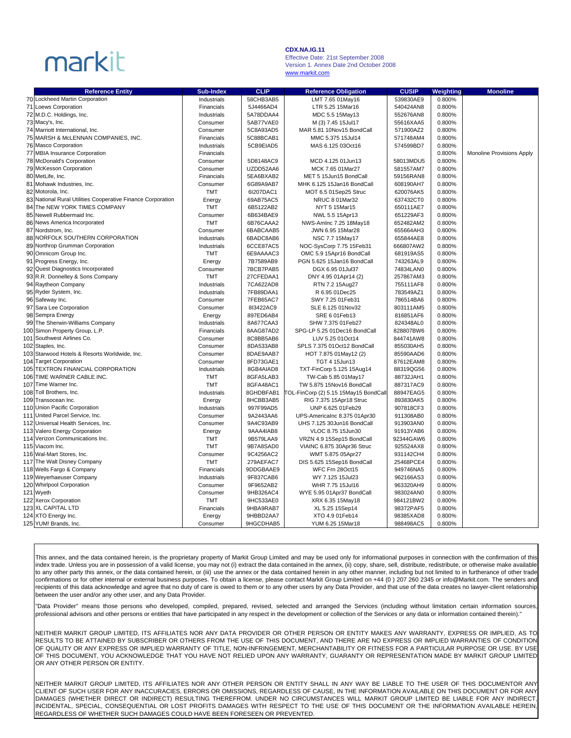markit

**CDX.NA.IG.11**
Effective Date: 21st September 2008
Version 1. Annex Date 2nd October 2008
www.markit.com

| | Reference Entity | Sub-Index | CLIP | Reference Obligation | CUSIP | Weighting | Monoline |
|---|---|---|---|---|---|---|---|
| 70 | Lockheed Martin Corporation | Industrials | 58CHB3AB5 | LMT 7.65 01May16 | 539830AE9 | 0.800% | |
| 71 | Loews Corporation | Financials | 5J4466AD4 | LTR 5.25 15Mar16 | 540424AN8 | 0.800% | |
| 72 | M.D.C. Holdings, Inc. | Industrials | 5A78DDAA4 | MDC 5.5 15May13 | 552676AN8 | 0.800% | |
| 73 | Macy's, Inc. | Consumer | 5AB77VAE0 | M (3) 7.45 15Jul17 | 55616XAA5 | 0.800% | |
| 74 | Marriott International, Inc. | Consumer | 5C8A93AD5 | MAR 5.81 10Nov15 BondCall | 571900AZ2 | 0.800% | |
| 75 | MARSH & McLENNAN COMPANIES, INC. | Financials | 5C88BCAB1 | MMC 5.375 15Jul14 | 571748AM4 | 0.800% | |
| 76 | Masco Corporation | Industrials | 5CB9EIAD5 | MAS 6.125 03Oct16 | 574599BD7 | 0.800% | |
| 77 | MBIA Insurance Corporation | Financials | | | | 0.800% | Monoline Provisions Apply |
| 78 | McDonald's Corporation | Consumer | 5D8148AC9 | MCD 4.125 01Jun13 | 58013MDU5 | 0.800% | |
| 79 | McKesson Corporation | Consumer | UZDD52AA6 | MCK 7.65 01Mar27 | 581557AM7 | 0.800% | |
| 80 | MetLife, Inc. | Financials | 5EA6BXAB2 | MET 5 15Jun15 BondCall | 59156RAN8 | 0.800% | |
| 81 | Mohawk Industries, Inc. | Consumer | 6G89A9AB7 | MHK 6.125 15Jan16 BondCall | 608190AH7 | 0.800% | |
| 82 | Motorola, Inc. | TMT | 6I207DAC1 | MOT 6.5 01Sep25 Struc | 620076AK5 | 0.800% | |
| 83 | National Rural Utilities Cooperative Finance Corporation | Energy | 69AB75AC5 | NRUC 8 01Mar32 | 637432CT0 | 0.800% | |
| 84 | The NEW YORK TIMES COMPANY | TMT | 6B5122AB2 | NYT 5 15Mar15 | 650111AE7 | 0.800% | |
| 85 | Newell Rubbermaid Inc. | Consumer | 6B634BAE9 | NWL 5.5 15Apr13 | 651229AF3 | 0.800% | |
| 86 | News America Incorporated | TMT | 6B76CAAA2 | NWS-AmInc 7.25 18May18 | 652482AM2 | 0.800% | |
| 87 | Nordstrom, Inc. | Consumer | 6BABCAAB5 | JWN 6.95 15Mar28 | 655664AH3 | 0.800% | |
| 88 | NORFOLK SOUTHERN CORPORATION | Industrials | 6BADC8AB6 | NSC 7.7 15May17 | 655844AE8 | 0.800% | |
| 89 | Northrop Grumman Corporation | Industrials | 6CCE87AC5 | NOC-SysCorp 7.75 15Feb31 | 666807AW2 | 0.800% | |
| 90 | Omnicom Group Inc. | TMT | 6E9AAAAC3 | OMC 5.9 15Apr16 BondCall | 681919AS5 | 0.800% | |
| 91 | Progress Energy, Inc. | Energy | 7B7589AB9 | PGN 5.625 15Jan16 BondCall | 743263AL9 | 0.800% | |
| 92 | Quest Diagnostics Incorporated | Consumer | 7BCB7PAB5 | DGX 6.95 01Jul37 | 74834LAN0 | 0.800% | |
| 93 | R.R. Donnelley & Sons Company | TMT | 27CFEDAA1 | DNY 4.95 01Apr14 (2) | 257867AM3 | 0.800% | |
| 94 | Raytheon Company | Industrials | 7CA622AD8 | RTN 7.2 15Aug27 | 755111AF8 | 0.800% | |
| 95 | Ryder System, Inc. | Industrials | 7FB89DAA1 | R 6.95 01Dec25 | 783549AZ1 | 0.800% | |
| 96 | Safeway Inc. | Consumer | 7FEB65AC7 | SWY 7.25 01Feb31 | 786514BA6 | 0.800% | |
| 97 | Sara Lee Corporation | Consumer | 8I3422AC9 | SLE 6.125 01Nov32 | 803111AM5 | 0.800% | |
| 98 | Sempra Energy | Energy | 897ED6AB4 | SRE 6 01Feb13 | 816851AF6 | 0.800% | |
| 99 | The Sherwin-Williams Company | Industrials | 8A677CAA3 | SHW 7.375 01Feb27 | 824348AL0 | 0.800% | |
| 100 | Simon Property Group, L.P. | Financials | 8AAG87AD2 | SPG-LP 5.25 01Dec16 BondCall | 828807BW6 | 0.800% | |
| 101 | Southwest Airlines Co. | Consumer | 8C8BB5AB6 | LUV 5.25 01Oct14 | 844741AW8 | 0.800% | |
| 102 | Staples, Inc. | Consumer | 8DA533AB8 | SPLS 7.375 01Oct12 BondCall | 855030AH5 | 0.800% | |
| 103 | Starwood Hotels & Resorts Worldwide, Inc. | Consumer | 8DAE9AAB7 | HOT 7.875 01May12 (2) | 85590AAD6 | 0.800% | |
| 104 | Target Corporation | Consumer | 8FD73GAE1 | TGT 4 15Jun13 | 87612EAM8 | 0.800% | |
| 105 | TEXTRON FINANCIAL CORPORATION | Industrials | 8GB4AIAD8 | TXT-FinCorp 5.125 15Aug14 | 88319QG56 | 0.800% | |
| 106 | TIME WARNER CABLE INC. | TMT | 8GFA5LAB3 | TW-Cab 5.85 01May17 | 88732JAH1 | 0.800% | |
| 107 | Time Warner Inc. | TMT | 8GFA48AC1 | TW 5.875 15Nov16 BondCall | 887317AC9 | 0.800% | |
| 108 | Toll Brothers, Inc. | Industrials | 8GHDBFAB1 | TOL-FinCorp (2) 5.15 15May15 BondCall | 88947EAG5 | 0.800% | |
| 109 | Transocean Inc. | Energy | 8HCBB3AB5 | RIG 7.375 15Apr18 Struc | 893830AK5 | 0.800% | |
| 110 | Union Pacific Corporation | Industrials | 997F99AD5 | UNP 6.625 01Feb29 | 907818CF3 | 0.800% | |
| 111 | United Parcel Service, Inc. | Consumer | 9A2443AA6 | UPS-AmericaInc 8.375 01Apr30 | 911308AB0 | 0.800% | |
| 112 | Universal Health Services, Inc. | Consumer | 9A4C93AB9 | UHS 7.125 30Jun16 BondCall | 913903AN0 | 0.800% | |
| 113 | Valero Energy Corporation | Energy | 9AAA4IAB8 | VLOC 8.75 15Jun30 | 91913YAB6 | 0.800% | |
| 114 | Verizon Communications Inc. | TMT | 9B579LAA9 | VRZN 4.9 15Sep15 BondCall | 92344GAW6 | 0.800% | |
| 115 | Viacom Inc. | TMT | 9B7A8SAD0 | VIAINC 6.875 30Apr36 Struc | 925524AX8 | 0.800% | |
| 116 | Wal-Mart Stores, Inc. | Consumer | 9C4256AC2 | WMT 5.875 05Apr27 | 931142CH4 | 0.800% | |
| 117 | The Walt Disney Company | TMT | 279AEFAC7 | DIS 5.625 15Sep16 BondCall | 25468PCE4 | 0.800% | |
| 118 | Wells Fargo & Company | Financials | 9DDGBAAE9 | WFC Frn 28Oct15 | 949746NA5 | 0.800% | |
| 119 | Weyerhaeuser Company | Industrials | 9F837CAB6 | WY 7.125 15Jul23 | 962166AS3 | 0.800% | |
| 120 | Whirlpool Corporation | Consumer | 9F9652AB2 | WHR 7.75 15Jul16 | 963320AH9 | 0.800% | |
| 121 | Wyeth | Consumer | 9HB326AC4 | WYE 5.95 01Apr37 BondCall | 983024AN0 | 0.800% | |
| 122 | Xerox Corporation | TMT | 9HC533AE0 | XRX 6.35 15May18 | 984121BW2 | 0.800% | |
| 123 | XL CAPITAL LTD | Financials | 9HBA9RAB7 | XL 5.25 15Sep14 | 98372PAF5 | 0.800% | |
| 124 | XTO Energy Inc. | Energy | 9HBBD2AA7 | XTO 4.9 01Feb14 | 98385XAD8 | 0.800% | |
| 125 | YUM! Brands, Inc. | Consumer | 9HGCDHAB5 | YUM 6.25 15Mar18 | 988498AC5 | 0.800% | |

This annex, and the data contained herein, is the proprietary property of Markit Group Limited and may be used only for informational purposes in connection with the confirmation of this index trade. Unless you are in possession of a valid license, you may not (i) extract the data contained in the annex, (ii) copy, share, sell, distribute, redistribute, or otherwise make available to any other party this annex, or the data contained herein, or (iii) use the annex or the data contained herein in any other manner, including but not limited to in furtherance of other trade confirmations or for other internal or external business purposes. To obtain a license, please contact Markit Group Limited on +44 (0 ) 207 260 2345 or info@Markit.com. The senders and recipients of this data acknowledge and agree that no duty of care is owed to them or to any other users by any Data Provider, and that use of the data creates no lawyer-client relationship between the user and/or any other user, and any Data Provider.

"Data Provider" means those persons who developed, compiled, prepared, revised, selected and arranged the Services (including without limitation certain information sources, professional advisors and other persons or entities that have participated in any respect in the development or collection of the Services or any data or information contained therein)."

NEITHER MARKIT GROUP LIMITED, ITS AFFILIATES NOR ANY DATA PROVIDER OR OTHER PERSON OR ENTITY MAKES ANY WARRANTY, EXPRESS OR IMPLIED, AS TO RESULTS TO BE ATTAINED BY SUBSCRIBER OR OTHERS FROM THE USE OF THIS DOCUMENT, AND THERE ARE NO EXPRESS OR IMPLIED WARRANTIES OF CONDITION OF QUALITY OR ANY EXPRESS OR IMPLIED WARRANTY OF TITLE, NON-INFRINGEMENT, MERCHANTABILITY OR FITNESS FOR A PARTICULAR PURPOSE OR USE. BY USE OF THIS DOCUMENT, YOU ACKNOWLEDGE THAT YOU HAVE NOT RELIED UPON ANY WARRANTY, GUARANTY OR REPRESENTATION MADE BY MARKIT GROUP LIMITED OR ANY OTHER PERSON OR ENTITY.

NEITHER MARKIT GROUP LIMITED, ITS AFFILIATES NOR ANY OTHER PERSON OR ENTITY SHALL IN ANY WAY BE LIABLE TO THE USER OF THIS DOCUMENTOR ANY CLIENT OF SUCH USER FOR ANY INACCURACIES, ERRORS OR OMISSIONS, REGARDLESS OF CAUSE, IN THE INFORMATION AVAILABLE ON THIS DOCUMENT OR FOR ANY DAMAGES (WHETHER DIRECT OR INDIRECT) RESULTING THEREFROM. UNDER NO CIRCUMSTANCES WILL MARKIT GROUP LIMITED BE LIABLE FOR ANY INDIRECT, INCIDENTAL, SPECIAL, CONSEQUENTIAL OR LOST PROFITS DAMAGES WITH RESPECT TO THE USE OF THIS DOCUMENT OR THE INFORMATION AVAILABLE HEREIN, REGARDLESS OF WHETHER SUCH DAMAGES COULD HAVE BEEN FORESEEN OR PREVENTED.